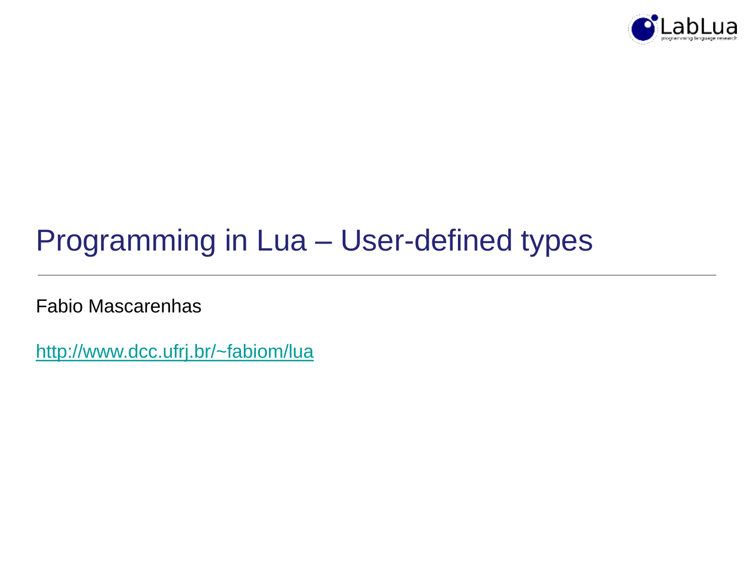# Programming in Lua – User-defined types

Fabio Mascarenhas

http://www.dcc.ufrj.br/~fabiom/lua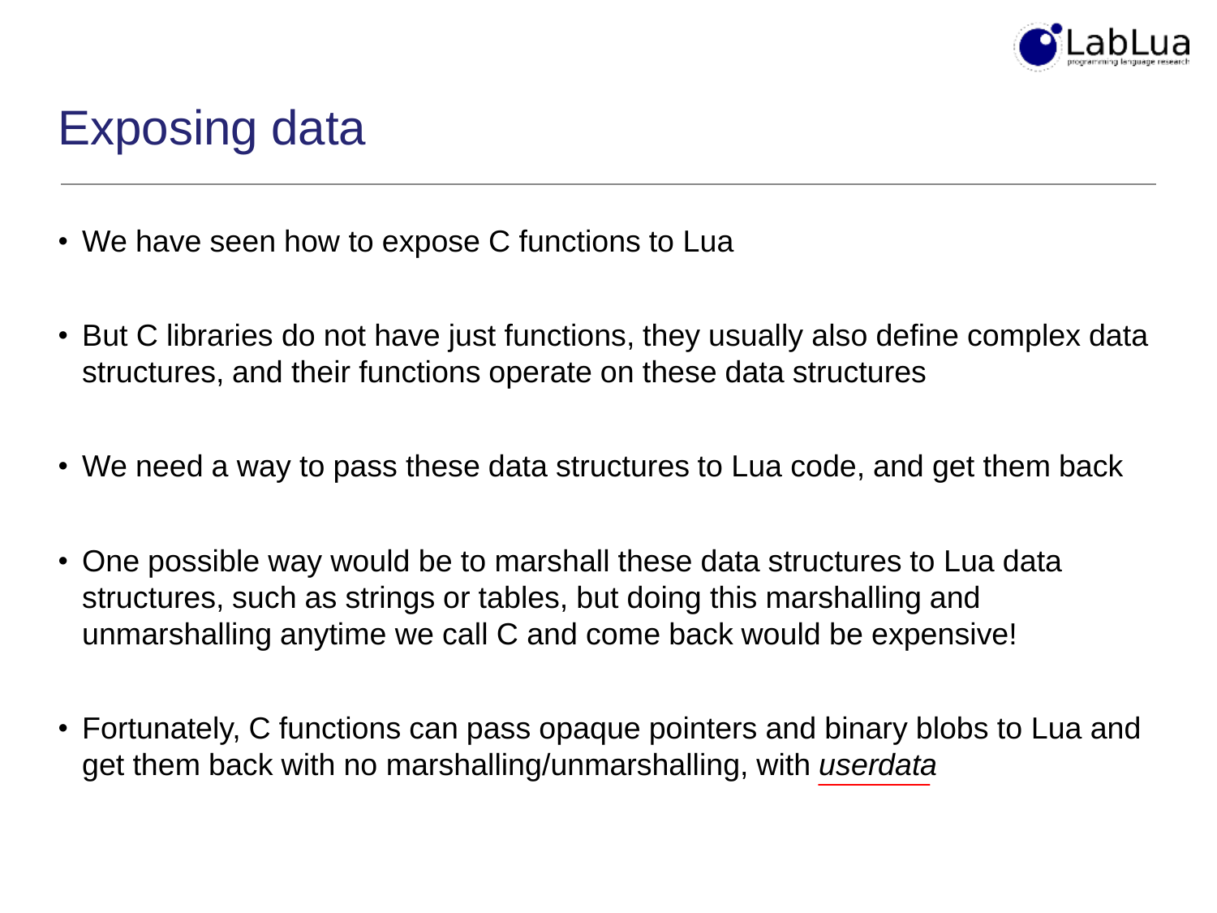# Exposing data

- We have seen how to expose C functions to Lua

- But C libraries do not have just functions, they usually also define complex data structures, and their functions operate on these data structures

- We need a way to pass these data structures to Lua code, and get them back

- One possible way would be to marshall these data structures to Lua data structures, such as strings or tables, but doing this marshalling and unmarshalling anytime we call C and come back would be expensive!

- Fortunately, C functions can pass opaque pointers and binary blobs to Lua and get them back with no marshalling/unmarshalling, with *userdata*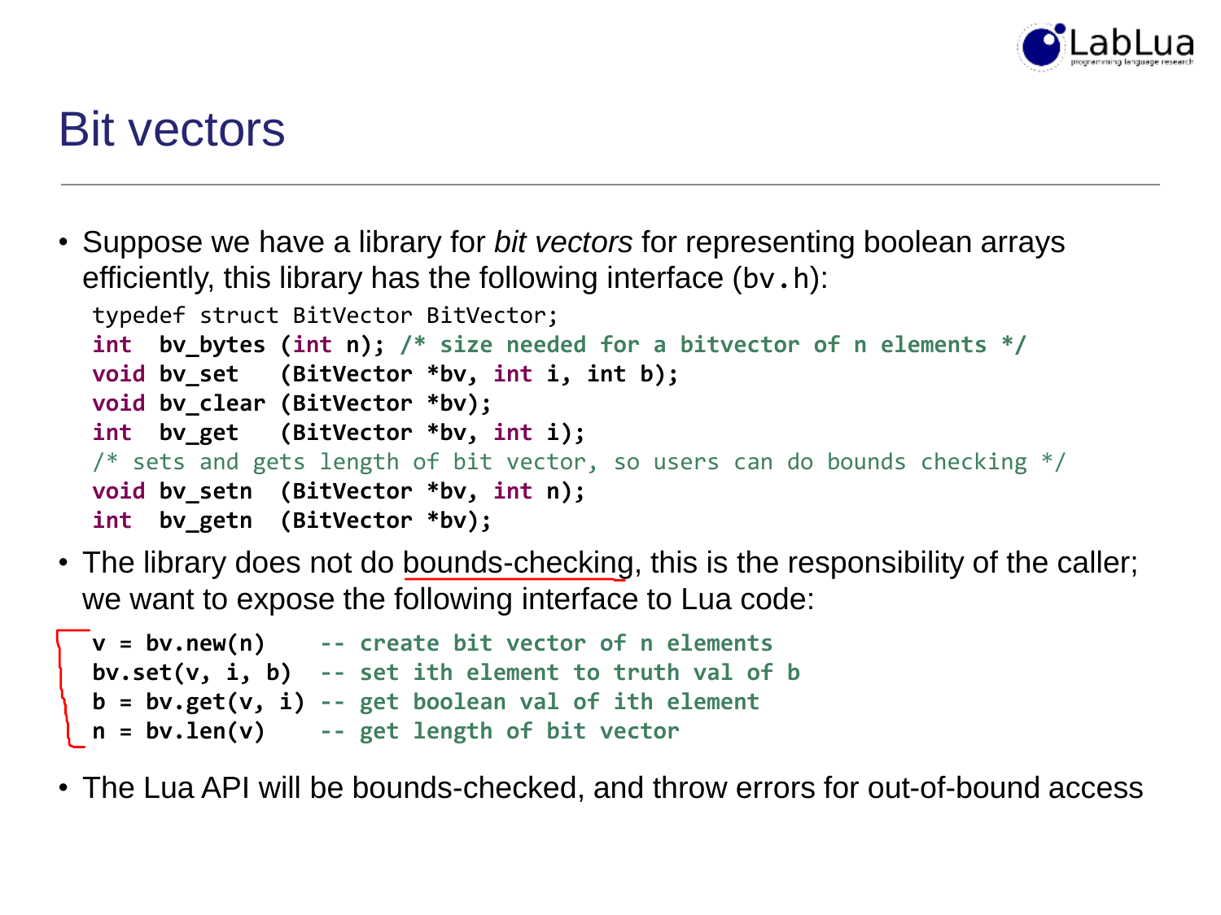# Bit vectors

- Suppose we have a library for *bit vectors* for representing boolean arrays efficiently, this library has the following interface (`bv.h`):

```
typedef struct BitVector BitVector;
int  bv_bytes (int n); /* size needed for a bitvector of n elements */
void bv_set   (BitVector *bv, int i, int b);
void bv_clear (BitVector *bv);
int  bv_get   (BitVector *bv, int i);
/* sets and gets length of bit vector, so users can do bounds checking */
void bv_setn  (BitVector *bv, int n);
int  bv_getn  (BitVector *bv);
```

- The library does not do bounds-checking, this is the responsibility of the caller; we want to expose the following interface to Lua code:

```
v = bv.new(n)     -- create bit vector of n elements
bv.set(v, i, b)   -- set ith element to truth val of b
b = bv.get(v, i)  -- get boolean val of ith element
n = bv.len(v)     -- get length of bit vector
```

- The Lua API will be bounds-checked, and throw errors for out-of-bound access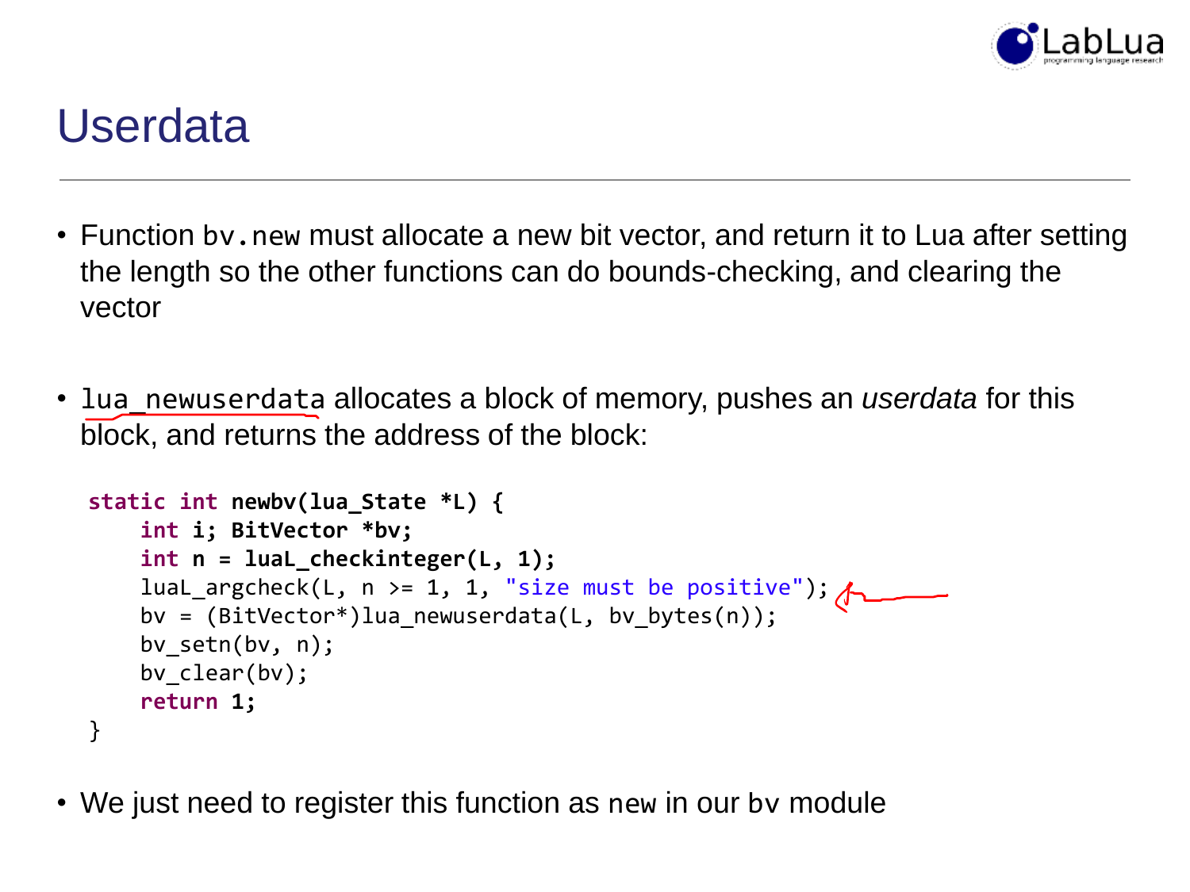# Userdata

- Function `bv.new` must allocate a new bit vector, and return it to Lua after setting the length so the other functions can do bounds-checking, and clearing the vector

- `lua_newuserdata` allocates a block of memory, pushes an *userdata* for this block, and returns the address of the block:

```
static int newbv(lua_State *L) {
    int i; BitVector *bv;
    int n = luaL_checkinteger(L, 1);
    luaL_argcheck(L, n >= 1, 1, "size must be positive");
    bv = (BitVector*)lua_newuserdata(L, bv_bytes(n));
    bv_setn(bv, n);
    bv_clear(bv);
    return 1;
}
```

- We just need to register this function as `new` in our `bv` module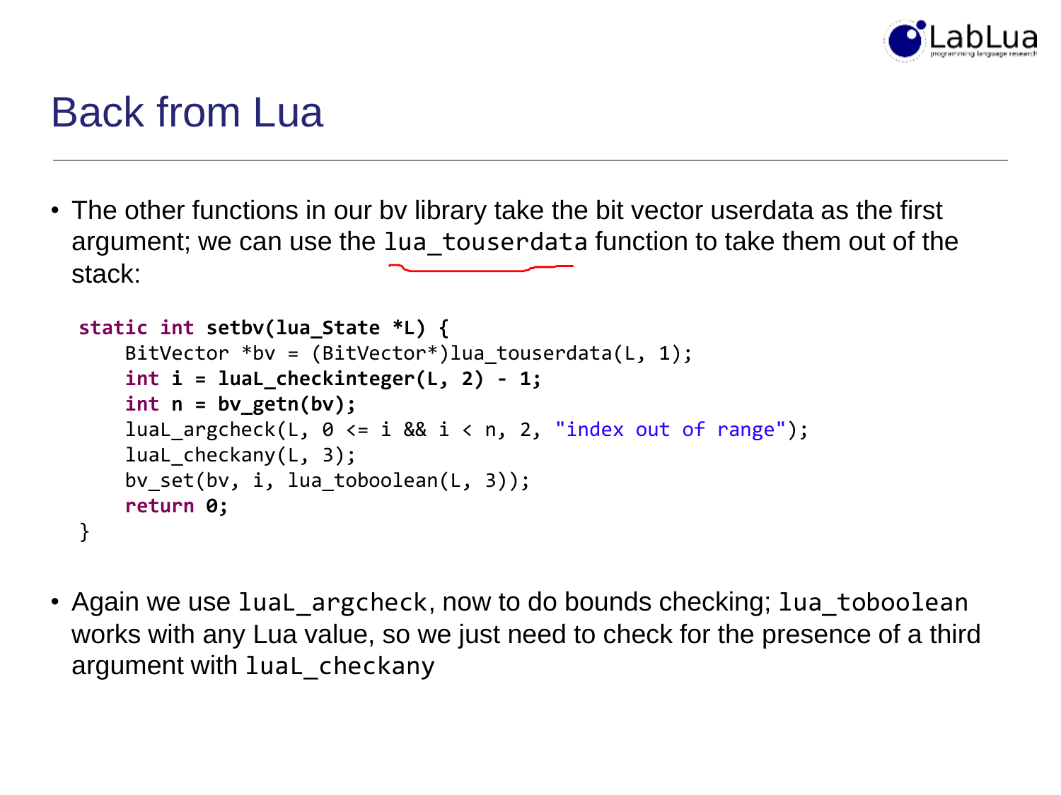# Back from Lua

- The other functions in our bv library take the bit vector userdata as the first argument; we can use the `lua_touserdata` function to take them out of the stack:

```
static int setbv(lua_State *L) {
    BitVector *bv = (BitVector*)lua_touserdata(L, 1);
    int i = luaL_checkinteger(L, 2) - 1;
    int n = bv_getn(bv);
    luaL_argcheck(L, 0 <= i && i < n, 2, "index out of range");
    luaL_checkany(L, 3);
    bv_set(bv, i, lua_toboolean(L, 3));
    return 0;
}
```

- Again we use `luaL_argcheck`, now to do bounds checking; `lua_toboolean` works with any Lua value, so we just need to check for the presence of a third argument with `luaL_checkany`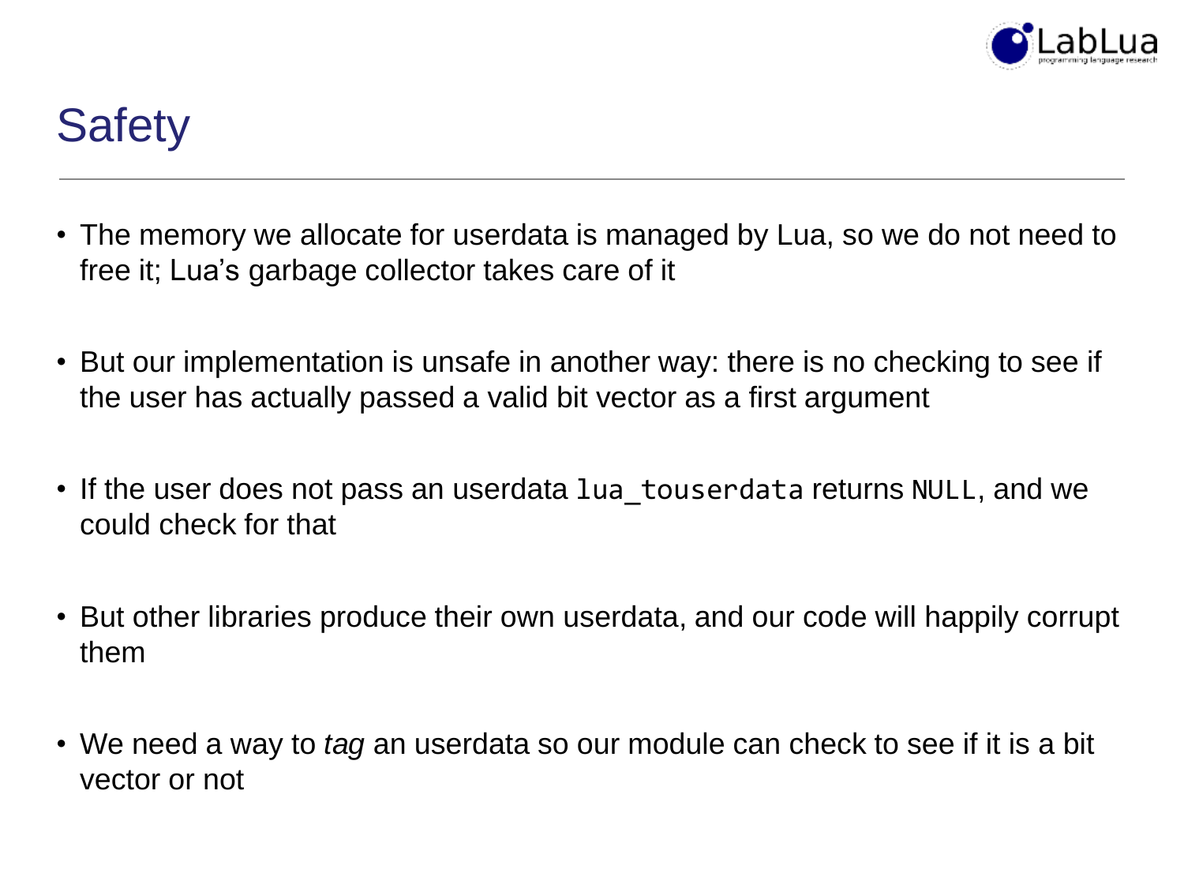# Safety

- The memory we allocate for userdata is managed by Lua, so we do not need to free it; Lua's garbage collector takes care of it
- But our implementation is unsafe in another way: there is no checking to see if the user has actually passed a valid bit vector as a first argument
- If the user does not pass an userdata `lua_touserdata` returns `NULL`, and we could check for that
- But other libraries produce their own userdata, and our code will happily corrupt them
- We need a way to *tag* an userdata so our module can check to see if it is a bit vector or not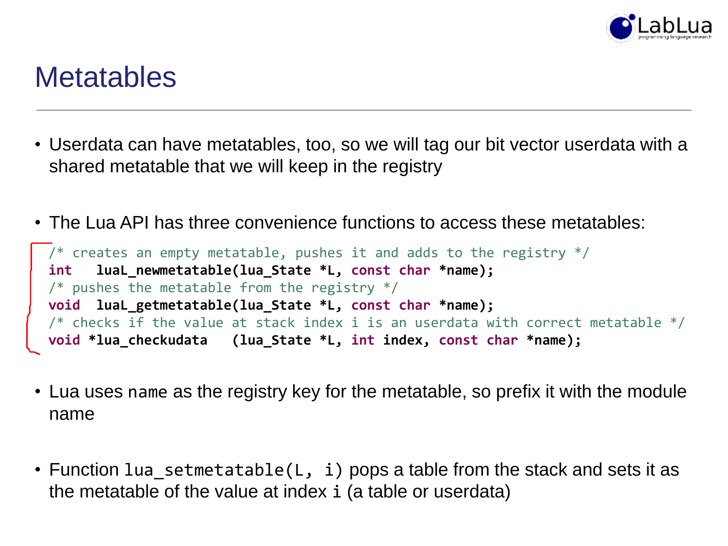# Metatables

- Userdata can have metatables, too, so we will tag our bit vector userdata with a shared metatable that we will keep in the registry

- The Lua API has three convenience functions to access these metatables:

```
/* creates an empty metatable, pushes it and adds to the registry */
int   luaL_newmetatable(lua_State *L, const char *name);
/* pushes the metatable from the registry */
void  luaL_getmetatable(lua_State *L, const char *name);
/* checks if the value at stack index i is an userdata with correct metatable */
void *lua_checkudata   (lua_State *L, int index, const char *name);
```

- Lua uses `name` as the registry key for the metatable, so prefix it with the module name

- Function `lua_setmetatable(L, i)` pops a table from the stack and sets it as the metatable of the value at index `i` (a table or userdata)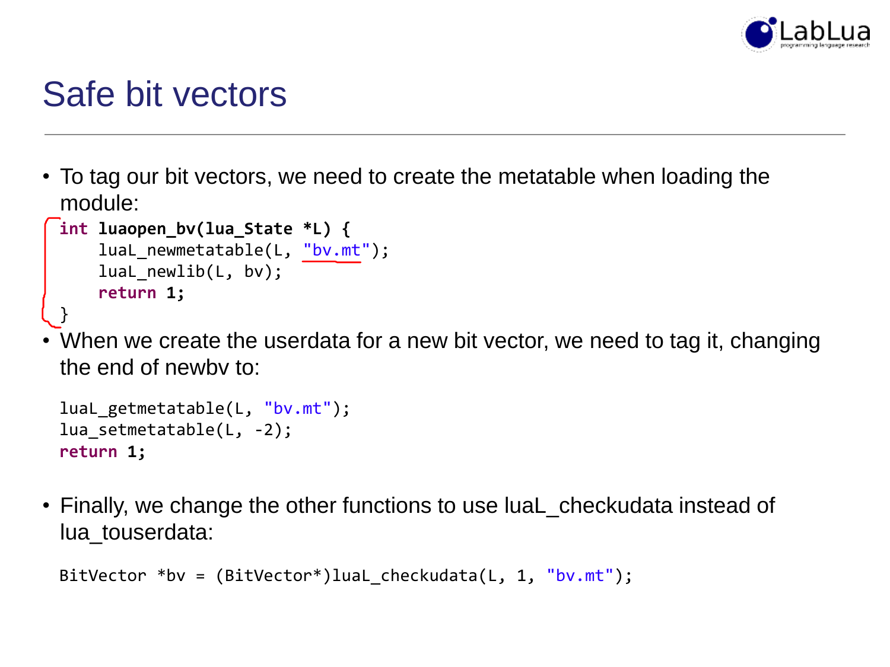# Safe bit vectors

- To tag our bit vectors, we need to create the metatable when loading the module:

```
int luaopen_bv(lua_State *L) {
    luaL_newmetatable(L, "bv.mt");
    luaL_newlib(L, bv);
    return 1;
}
```

- When we create the userdata for a new bit vector, we need to tag it, changing the end of newbv to:

```
luaL_getmetatable(L, "bv.mt");
lua_setmetatable(L, -2);
return 1;
```

- Finally, we change the other functions to use luaL_checkudata instead of lua_touserdata:

```
BitVector *bv = (BitVector*)luaL_checkudata(L, 1, "bv.mt");
```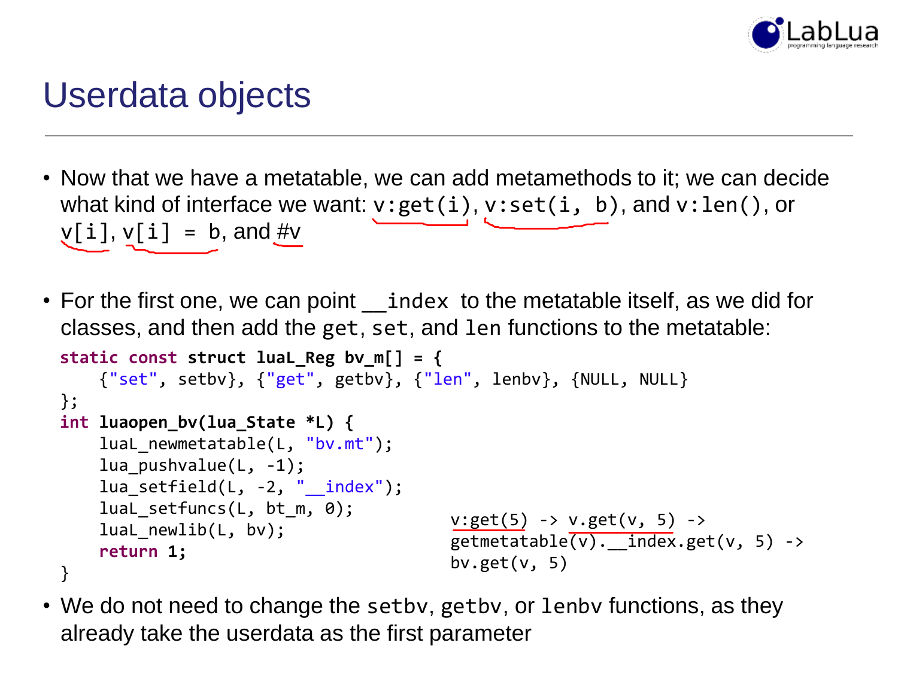# Userdata objects

- Now that we have a metatable, we can add metamethods to it; we can decide what kind of interface we want: `v:get(i)`, `v:set(i, b)`, and `v:len()`, or `v[i]`, `v[i] = b`, and `#v`
- For the first one, we can point `__index` to the metatable itself, as we did for classes, and then add the `get`, `set`, and `len` functions to the metatable:

```
static const struct luaL_Reg bv_m[] = {
    {"set", setbv}, {"get", getbv}, {"len", lenbv}, {NULL, NULL}
};
int luaopen_bv(lua_State *L) {
    luaL_newmetatable(L, "bv.mt");
    lua_pushvalue(L, -1);
    lua_setfield(L, -2, "__index");
    luaL_setfuncs(L, bt_m, 0);
    luaL_newlib(L, bv);
    return 1;
}
```

```
v:get(5) -> v.get(v, 5) ->
getmetatable(v).__index.get(v, 5) ->
bv.get(v, 5)
```

- We do not need to change the `setbv`, `getbv`, or `lenbv` functions, as they already take the userdata as the first parameter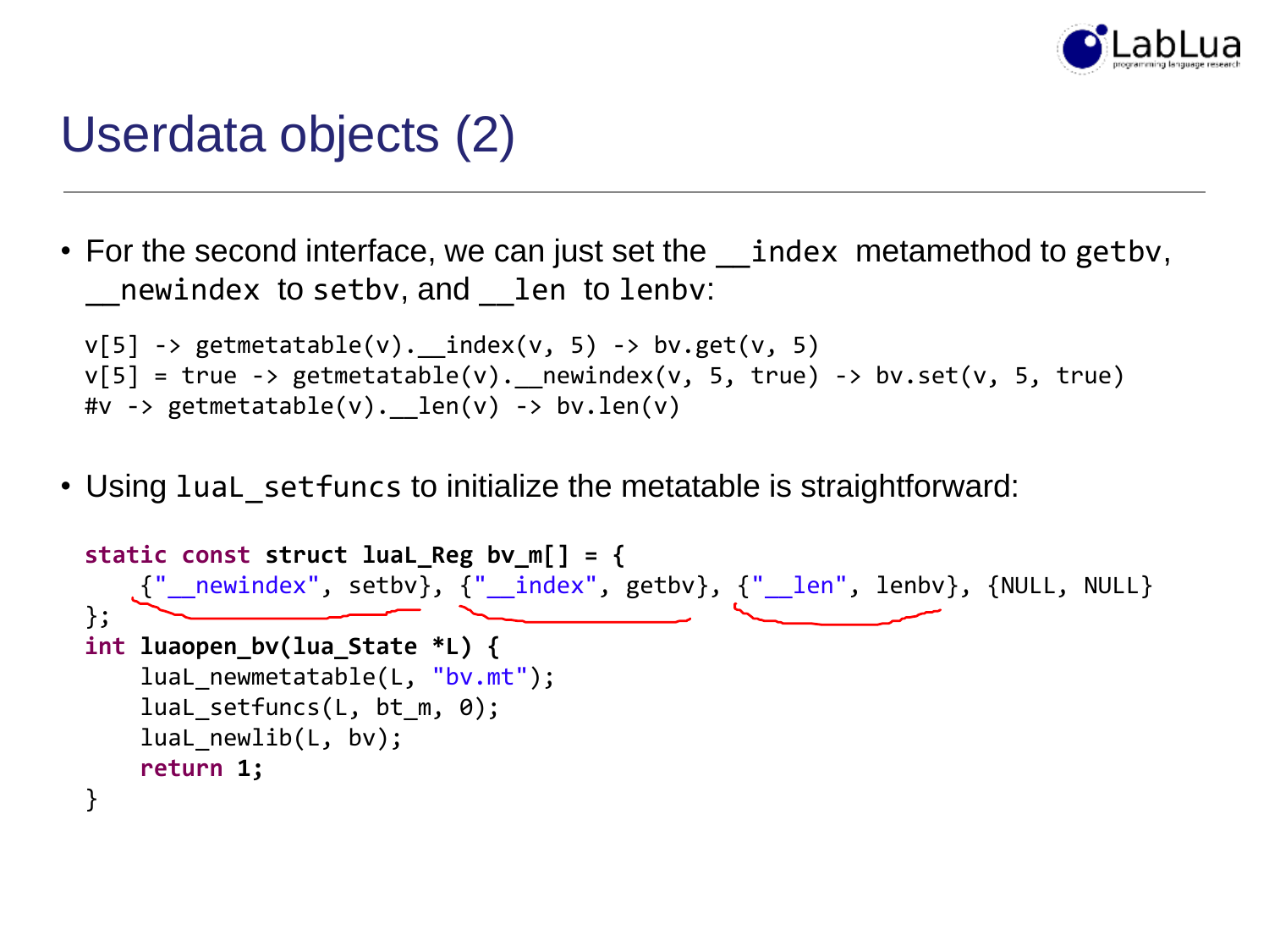# Userdata objects (2)

- For the second interface, we can just set the `__index` metamethod to `getbv`, `__newindex` to `setbv`, and `__len` to `lenbv`:

```
v[5] -> getmetatable(v).__index(v, 5) -> bv.get(v, 5)
v[5] = true -> getmetatable(v).__newindex(v, 5, true) -> bv.set(v, 5, true)
#v -> getmetatable(v).__len(v) -> bv.len(v)
```

- Using `luaL_setfuncs` to initialize the metatable is straightforward:

```
static const struct luaL_Reg bv_m[] = {
    {"__newindex", setbv}, {"__index", getbv}, {"__len", lenbv}, {NULL, NULL}
};
int luaopen_bv(lua_State *L) {
    luaL_newmetatable(L, "bv.mt");
    luaL_setfuncs(L, bt_m, 0);
    luaL_newlib(L, bv);
    return 1;
}
```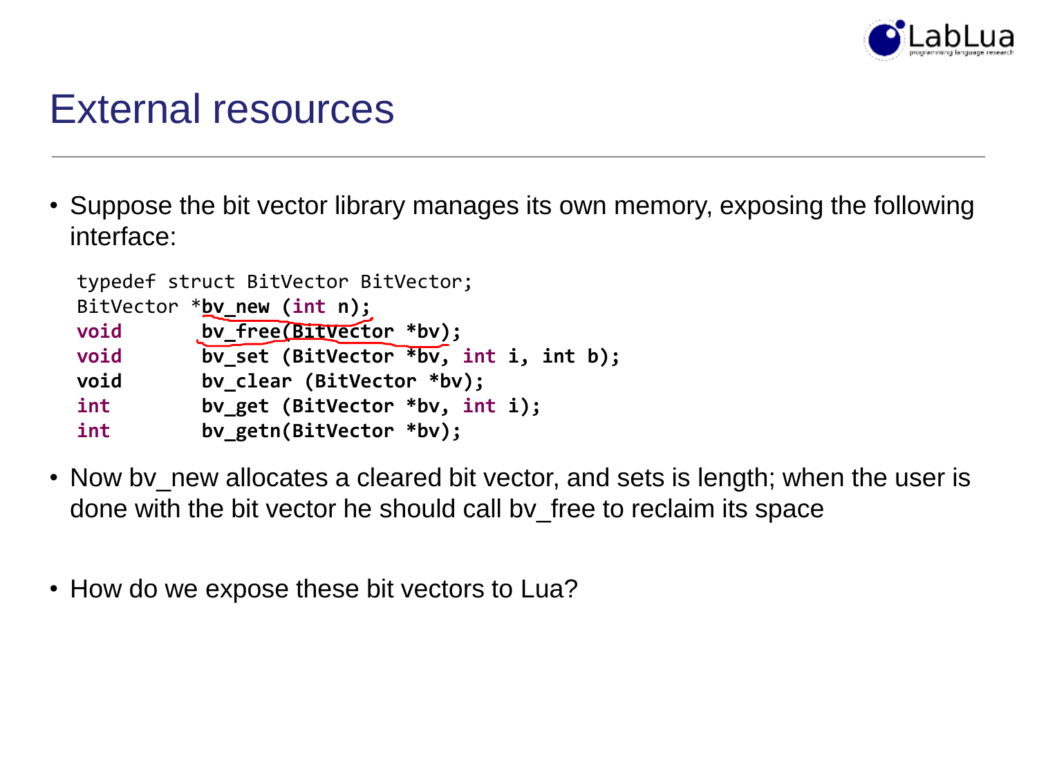# External resources

- Suppose the bit vector library manages its own memory, exposing the following interface:

```
typedef struct BitVector BitVector;
BitVector *bv_new (int n);
void       bv_free(BitVector *bv);
void       bv_set (BitVector *bv, int i, int b);
void       bv_clear (BitVector *bv);
int        bv_get (BitVector *bv, int i);
int        bv_getn(BitVector *bv);
```

- Now bv_new allocates a cleared bit vector, and sets is length; when the user is done with the bit vector he should call bv_free to reclaim its space

- How do we expose these bit vectors to Lua?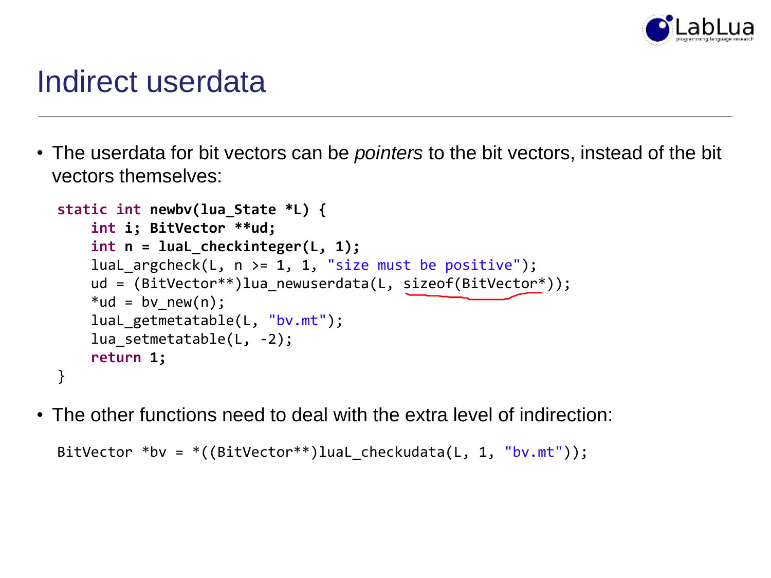# Indirect userdata

- The userdata for bit vectors can be *pointers* to the bit vectors, instead of the bit vectors themselves:

```
static int newbv(lua_State *L) {
    int i; BitVector **ud;
    int n = luaL_checkinteger(L, 1);
    luaL_argcheck(L, n >= 1, 1, "size must be positive");
    ud = (BitVector**)lua_newuserdata(L, sizeof(BitVector*));
    *ud = bv_new(n);
    luaL_getmetatable(L, "bv.mt");
    lua_setmetatable(L, -2);
    return 1;
}
```

- The other functions need to deal with the extra level of indirection:

```
BitVector *bv = *((BitVector**)luaL_checkudata(L, 1, "bv.mt"));
```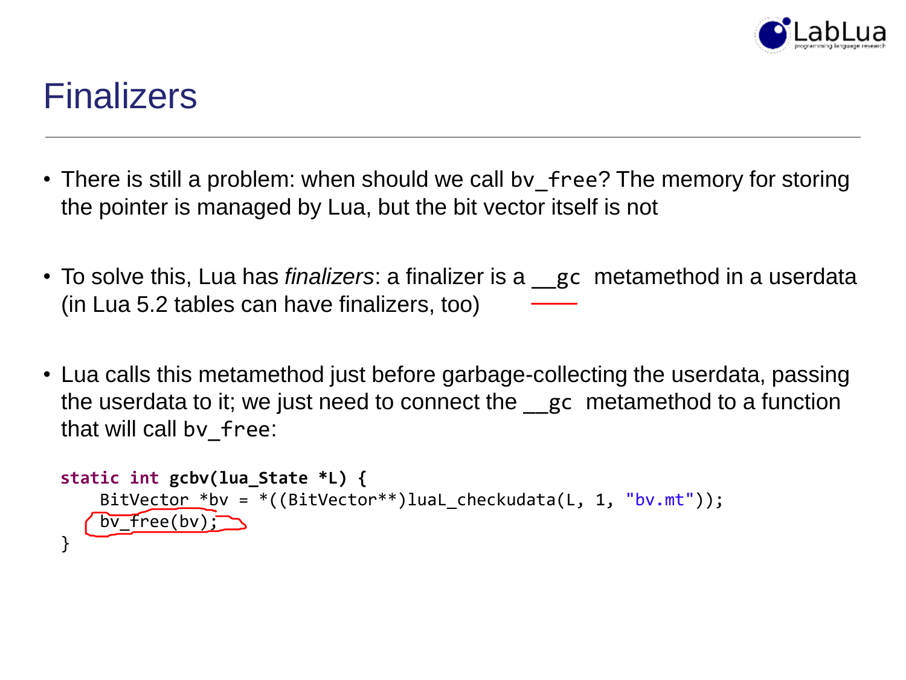# Finalizers

- There is still a problem: when should we call `bv_free`? The memory for storing the pointer is managed by Lua, but the bit vector itself is not

- To solve this, Lua has *finalizers*: a finalizer is a `__gc` metamethod in a userdata (in Lua 5.2 tables can have finalizers, too)

- Lua calls this metamethod just before garbage-collecting the userdata, passing the userdata to it; we just need to connect the `__gc` metamethod to a function that will call `bv_free`:

```
static int gcbv(lua_State *L) {
    BitVector *bv = *((BitVector**)luaL_checkudata(L, 1, "bv.mt"));
    bv_free(bv);
}
```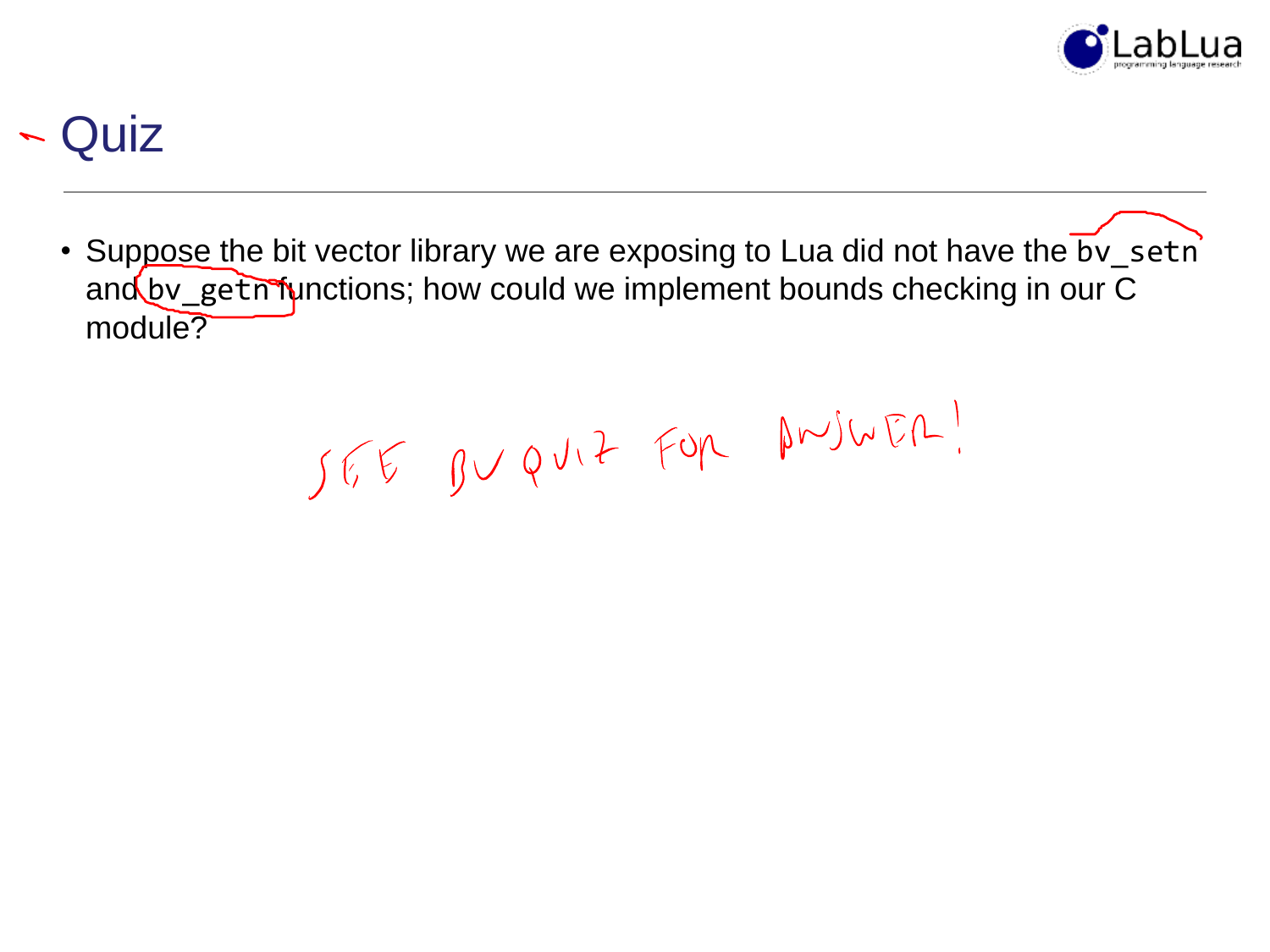# Quiz

- Suppose the bit vector library we are exposing to Lua did not have the `bv_setn` and `bv_getn` functions; how could we implement bounds checking in our C module?

SEE BVQUIZ FOR ANSWER!